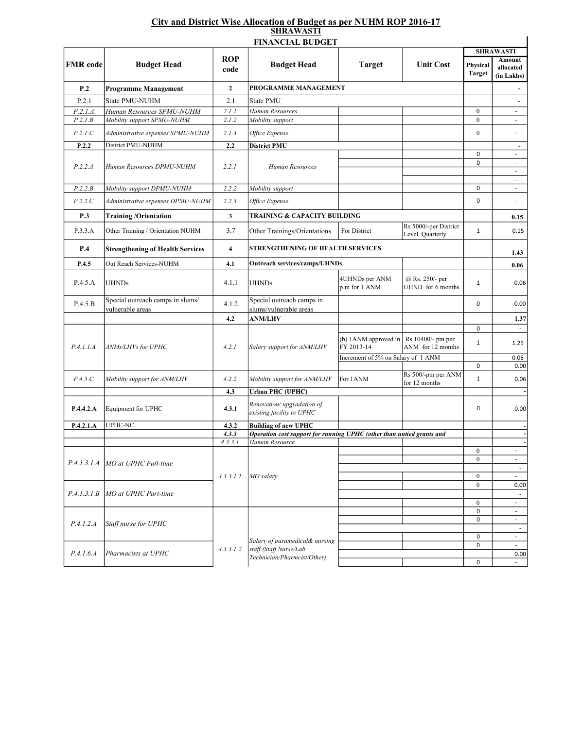## City and District Wise Allocation of Budget as per NUHM ROP 2016-17

### SHRAWASTI

### FINANCIAL BUDGET

| FMR code | Budget Head | ROP code | Budget Head | Target | Unit Cost | SHRAWASTI Physical Target | SHRAWASTI Amount allocated (in Lakhs) |
|---|---|---|---|---|---|---|---|
| **P.2** | **Programme Management** | **2** | **PROGRAMME MANAGEMENT** | | | | - |
| P.2.1 | State PMU-NUHM | 2.1 | State PMU | | | | - |
| *P.2.1.A* | *Human Resources SPMU-NUHM* | *2.1.1* | *Human Resources* | | | 0 | - |
| *P.2.1.B* | *Mobility support SPMU-NUHM* | *2.1.2* | *Mobility support* | | | 0 | - |
| *P.2.1.C* | *Administrative expenses SPMU-NUHM* | *2.1.3* | *Office Expense* | | | 0 | - |
| **P.2.2** | District PMU-NUHM | **2.2** | **District PMU** | | | | - |
| *P.2.2.A* | *Human Resources DPMU-NUHM* | *2.2.1* | *Human Resources* | | | 0 | - |
| | | | | | | 0 | - |
| | | | | | | | - |
| | | | | | | | - |
| *P.2.2.B* | *Mobility support DPMU-NUHM* | *2.2.2* | *Mobility support* | | | 0 | - |
| *P.2.2.C* | *Administrative expenses DPMU-NUHM* | *2.2.3* | *Office Expense* | | | 0 | - |
| **P.3** | **Training /Orientation** | **3** | **TRAINING & CAPACITY BUILDING** | | | | **0.15** |
| P.3.3.A | Other Training / Orientation NUHM | 3.7 | Other Trainings/Orientations | For District | Rs 5000/-per District Level Quarterly | 1 | 0.15 |
| **P.4** | **Strengthening of Health Services** | **4** | **STRENGTHENING OF HEALTH SERVICES** | | | | **1.43** |
| **P.4.5** | Out Reach Services-NUHM | **4.1** | **Outreach services/camps/UHNDs** | | | | **0.06** |
| P.4.5.A | UHNDs | 4.1.1 | UHNDs | 4UHNDs per ANM p.m for 1 ANM | @ Rs. 250/- per UHND for 6 months. | 1 | 0.06 |
| P.4.5.B | Special outreach camps in slums/ vulnerable areas | 4.1.2 | Special outreach camps in slums/vulnerable areas | | | 0 | 0.00 |
| | | **4.2** | **ANM/LHV** | | | | **1.37** |
| *P.4.1.1.A* | *ANMs/LHVs for UPHC* | *4.2.1* | *Salary support for ANM/LHV* | | | 0 | - |
| | | | | (b) 1ANM approved in FY 2013-14 | Rs 10400/- pm per ANM for 12 months | 1 | 1.25 |
| | | | | Increment of 5% on Salary of 1 ANM | | | 0.06 |
| | | | | | | 0 | 0.00 |
| *P.4.5.C* | *Mobility support for ANM/LHV* | *4.2.2* | *Mobility support for ANM/LHV* | For 1ANM | Rs 500/-pm per ANM for 12 months | 1 | 0.06 |
| | | **4.3** | **Urban PHC (UPHC)** | | | | - |
| **P.4.4.2.A** | Equipment for UPHC | **4.3.1** | *Renovation/ upgradation of existing facility to UPHC* | | | 0 | 0.00 |
| **P.4.2.1.A** | UPHC-NC | **4.3.2** | **Building of new UPHC** | | | | - |
| | | ***4.3.3*** | ***Operation cost support for running UPHC (other than untied grants and*** | | | | - |
| | | *4.3.3.1* | *Human Resource* | | | | - |
| *P.4.1.3.1.A* | *MO at UPHC Full-time* | *4.3.3.1.1* | *MO salary* | | | 0 | - |
| | | | | | | 0 | - |
| | | | | | | | - |
| | | | | | | 0 | - |
| *P.4.1.3.1.B* | *MO at UPHC Part-time* | | | | | 0 | 0.00 |
| | | | | | | | - |
| | | | | | | 0 | - |
| *P.4.1.2.A* | *Staff nurse for UPHC* | *4.3.3.1.2* | *Salary of paramedical& nursing staff (Staff Nurse/Lab Technician/Pharmcist/Other)* | | | 0 | - |
| | | | | | | 0 | - |
| | | | | | | | - |
| | | | | | | 0 | - |
| *P.4.1.6.A* | *Pharmacists at UPHC* | | | | | 0 | - |
| | | | | | | | 0.00 |
| | | | | | | 0 | - |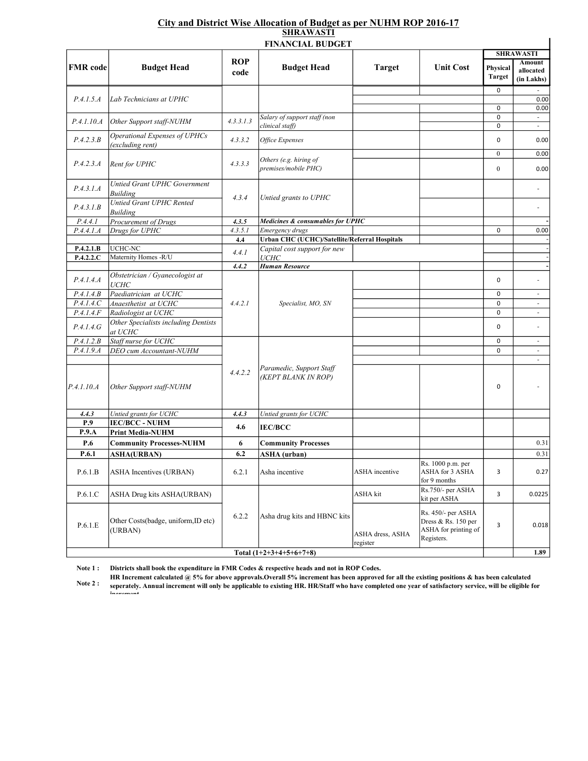## City and District Wise Allocation of Budget as per NUHM ROP 2016-17

### SHRAWASTI

### FINANCIAL BUDGET

| FMR code | Budget Head | ROP code | Budget Head | Target | Unit Cost | SHRAWASTI Physical Target | SHRAWASTI Amount allocated (in Lakhs) |
|---|---|---|---|---|---|---|---|
| P.4.1.5.A | Lab Technicians at UPHC | | | | | 0 | - |
| | | | | | | | 0.00 |
| | | | | | | 0 | 0.00 |
| P.4.1.10.A | Other Support staff-NUHM | 4.3.3.1.3 | Salary of support staff (non clinical staff) | | | 0 | - |
| | | | | | | 0 | - |
| P.4.2.3.B | Operational Expenses of UPHCs (excluding rent) | 4.3.3.2 | Office Expenses | | | 0 | 0.00 |
| P.4.2.3.A | Rent for UPHC | 4.3.3.3 | Others (e.g. hiring of premises/mobile PHC) | | | 0 | 0.00 |
| | | | | | | 0 | 0.00 |
| P.4.3.1.A | Untied Grant UPHC Government Building | 4.3.4 | Untied grants to UPHC | | | | - |
| P.4.3.1.B | Untied Grant UPHC Rented Building | | | | | | - |
| P.4.4.1 | Procurement of Drugs | 4.3.5 | **Medicines & consumables for UPHC** | | | | - |
| P.4.4.1.A | Drugs for UPHC | 4.3.5.1 | Emergency drugs | | | 0 | 0.00 |
| | | **4.4** | **Urban CHC (UCHC)/Satellite/Referral Hospitals** | | | | - |
| **P.4.2.1.B** | UCHC-NC | 4.4.1 | Capital cost support for new UCHC | | | | - |
| **P.4.2.2.C** | Maternity Homes -R/U | | | | | | - |
| | | **4.4.2** | **Human Resource** | | | | - |
| P.4.1.4.A | Obstetrician / Gyanecologist at UCHC | 4.4.2.1 | Specialist, MO, SN | | | 0 | - |
| P.4.1.4.B | Paediatrician at UCHC | | | | | 0 | - |
| P.4.1.4.C | Anaesthetist at UCHC | | | | | 0 | - |
| P.4.1.4.F | Radiologist at UCHC | | | | | 0 | - |
| P.4.1.4.G | Other Specialists including Dentists at UCHC | | | | | 0 | - |
| P.4.1.2.B | Staff nurse for UCHC | 4.4.2.2 | Paramedic, Support Staff (KEPT BLANK IN ROP) | | | 0 | - |
| P.4.1.9.A | DEO cum Accountant-NUHM | | | | | 0 | - |
| | | | | | | | - |
| P.4.1.10.A | Other Support staff-NUHM | | | | | 0 | - |
| **4.4.3** | Untied grants for UCHC | **4.4.3** | Untied grants for UCHC | | | | |
| **P.9** | **IEC/BCC - NUHM** | **4.6** | **IEC/BCC** | | | | |
| **P.9.A** | **Print Media-NUHM** | | | | | | |
| **P.6** | **Community Processes-NUHM** | **6** | **Community Processes** | | | | 0.31 |
| **P.6.1** | **ASHA(URBAN)** | **6.2** | **ASHA (urban)** | | | | 0.31 |
| P.6.1.B | ASHA Incentives (URBAN) | 6.2.1 | Asha incentive | ASHA incentive | Rs. 1000 p.m. per ASHA for 3 ASHA for 9 months | 3 | 0.27 |
| P.6.1.C | ASHA Drug kits ASHA(URBAN) | 6.2.2 | Asha drug kits and HBNC kits | ASHA kit | Rs.750/- per ASHA kit per ASHA | 3 | 0.0225 |
| P.6.1.E | Other Costs(badge, uniform,ID etc) (URBAN) | | | ASHA dress, ASHA register | Rs. 450/- per ASHA Dress & Rs. 150 per ASHA for printing of Registers. | 3 | 0.018 |
| **Total (1+2+3+4+5+6+7+8)** | | | | | | | **1.89** |

**Note 1 :** **Districts shall book the expenditure in FMR Codes & respective heads and not in ROP Codes.**

**Note 2 :** **HR Increment calculated @ 5% for above approvals.Overall 5% increment has been approved for all the existing positions & has been calculated seperately. Annual increment will only be applicable to existing HR. HR/Staff who have completed one year of satisfactory service, will be eligible for increment**